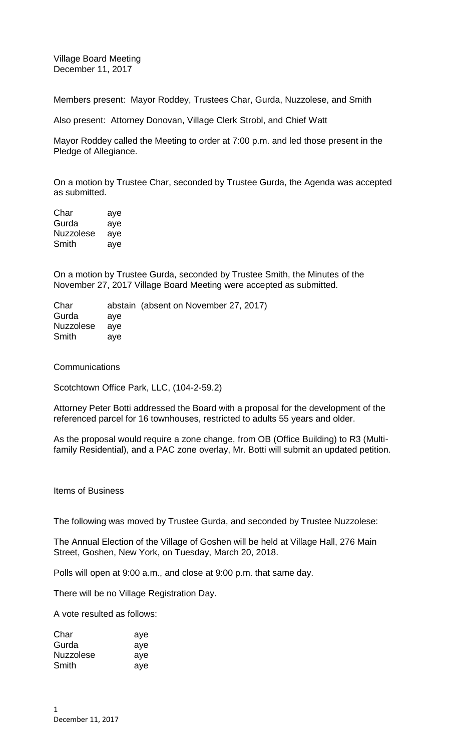Village Board Meeting
December 11, 2017

Members present: Mayor Roddey, Trustees Char, Gurda, Nuzzolese, and Smith

Also present: Attorney Donovan, Village Clerk Strobl, and Chief Watt

Mayor Roddey called the Meeting to order at 7:00 p.m. and led those present in the Pledge of Allegiance.

On a motion by Trustee Char, seconded by Trustee Gurda, the Agenda was accepted as submitted.

| | |
|---|---|
| Char | aye |
| Gurda | aye |
| Nuzzolese | aye |
| Smith | aye |

On a motion by Trustee Gurda, seconded by Trustee Smith, the Minutes of the November 27, 2017 Village Board Meeting were accepted as submitted.

| | |
|---|---|
| Char | abstain (absent on November 27, 2017) |
| Gurda | aye |
| Nuzzolese | aye |
| Smith | aye |

Communications

Scotchtown Office Park, LLC, (104-2-59.2)

Attorney Peter Botti addressed the Board with a proposal for the development of the referenced parcel for 16 townhouses, restricted to adults 55 years and older.

As the proposal would require a zone change, from OB (Office Building) to R3 (Multi-family Residential), and a PAC zone overlay, Mr. Botti will submit an updated petition.

Items of Business

The following was moved by Trustee Gurda, and seconded by Trustee Nuzzolese:

The Annual Election of the Village of Goshen will be held at Village Hall, 276 Main Street, Goshen, New York, on Tuesday, March 20, 2018.

Polls will open at 9:00 a.m., and close at 9:00 p.m. that same day.

There will be no Village Registration Day.

A vote resulted as follows:

| | |
|---|---|
| Char | aye |
| Gurda | aye |
| Nuzzolese | aye |
| Smith | aye |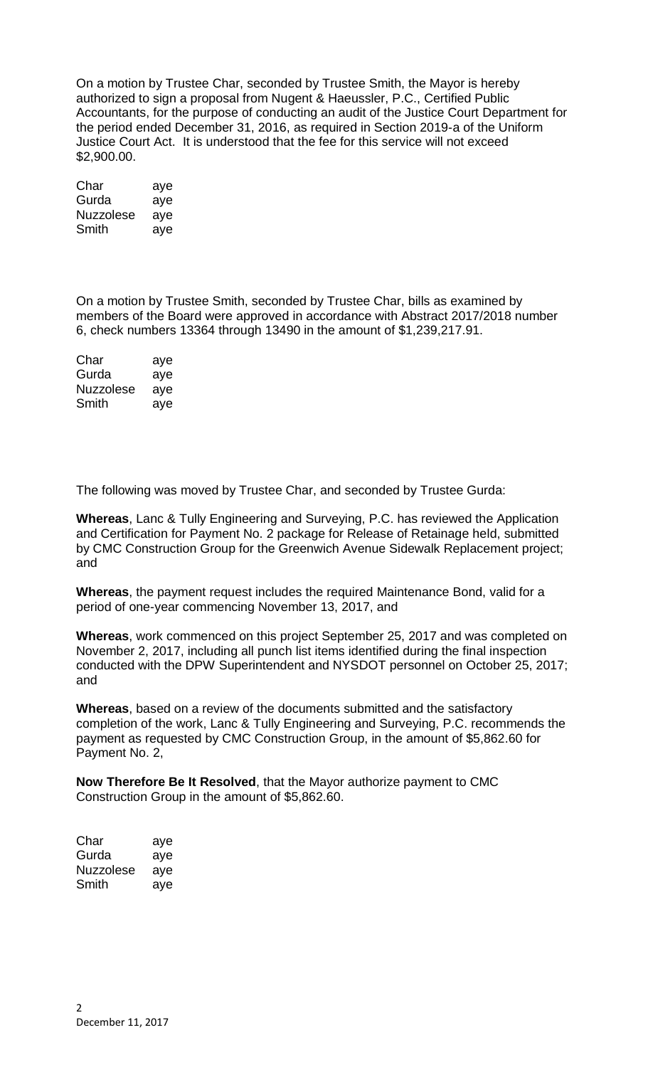On a motion by Trustee Char, seconded by Trustee Smith, the Mayor is hereby authorized to sign a proposal from Nugent & Haeussler, P.C., Certified Public Accountants, for the purpose of conducting an audit of the Justice Court Department for the period ended December 31, 2016, as required in Section 2019-a of the Uniform Justice Court Act. It is understood that the fee for this service will not exceed $2,900.00.

| | |
|---|---|
| Char | aye |
| Gurda | aye |
| Nuzzolese | aye |
| Smith | aye |

On a motion by Trustee Smith, seconded by Trustee Char, bills as examined by members of the Board were approved in accordance with Abstract 2017/2018 number 6, check numbers 13364 through 13490 in the amount of $1,239,217.91.

| | |
|---|---|
| Char | aye |
| Gurda | aye |
| Nuzzolese | aye |
| Smith | aye |

The following was moved by Trustee Char, and seconded by Trustee Gurda:

**Whereas**, Lanc & Tully Engineering and Surveying, P.C. has reviewed the Application and Certification for Payment No. 2 package for Release of Retainage held, submitted by CMC Construction Group for the Greenwich Avenue Sidewalk Replacement project; and

**Whereas**, the payment request includes the required Maintenance Bond, valid for a period of one-year commencing November 13, 2017, and

**Whereas**, work commenced on this project September 25, 2017 and was completed on November 2, 2017, including all punch list items identified during the final inspection conducted with the DPW Superintendent and NYSDOT personnel on October 25, 2017; and

**Whereas**, based on a review of the documents submitted and the satisfactory completion of the work, Lanc & Tully Engineering and Surveying, P.C. recommends the payment as requested by CMC Construction Group, in the amount of $5,862.60 for Payment No. 2,

**Now Therefore Be It Resolved**, that the Mayor authorize payment to CMC Construction Group in the amount of $5,862.60.

| | |
|---|---|
| Char | aye |
| Gurda | aye |
| Nuzzolese | aye |
| Smith | aye |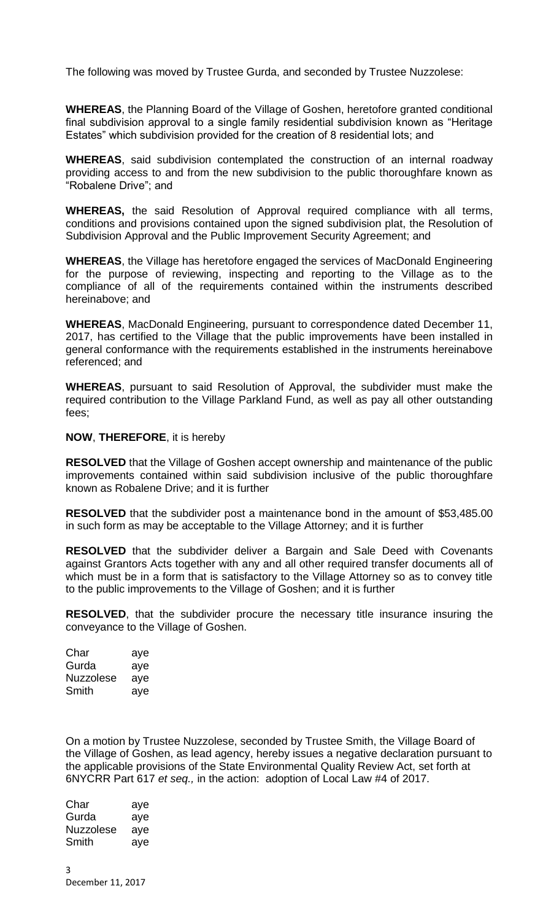The following was moved by Trustee Gurda, and seconded by Trustee Nuzzolese:

**WHEREAS**, the Planning Board of the Village of Goshen, heretofore granted conditional final subdivision approval to a single family residential subdivision known as "Heritage Estates" which subdivision provided for the creation of 8 residential lots; and

**WHEREAS**, said subdivision contemplated the construction of an internal roadway providing access to and from the new subdivision to the public thoroughfare known as "Robalene Drive"; and

**WHEREAS,** the said Resolution of Approval required compliance with all terms, conditions and provisions contained upon the signed subdivision plat, the Resolution of Subdivision Approval and the Public Improvement Security Agreement; and

**WHEREAS**, the Village has heretofore engaged the services of MacDonald Engineering for the purpose of reviewing, inspecting and reporting to the Village as to the compliance of all of the requirements contained within the instruments described hereinabove; and

**WHEREAS**, MacDonald Engineering, pursuant to correspondence dated December 11, 2017, has certified to the Village that the public improvements have been installed in general conformance with the requirements established in the instruments hereinabove referenced; and

**WHEREAS**, pursuant to said Resolution of Approval, the subdivider must make the required contribution to the Village Parkland Fund, as well as pay all other outstanding fees;

**NOW**, **THEREFORE**, it is hereby

**RESOLVED** that the Village of Goshen accept ownership and maintenance of the public improvements contained within said subdivision inclusive of the public thoroughfare known as Robalene Drive; and it is further

**RESOLVED** that the subdivider post a maintenance bond in the amount of $53,485.00 in such form as may be acceptable to the Village Attorney; and it is further

**RESOLVED** that the subdivider deliver a Bargain and Sale Deed with Covenants against Grantors Acts together with any and all other required transfer documents all of which must be in a form that is satisfactory to the Village Attorney so as to convey title to the public improvements to the Village of Goshen; and it is further

**RESOLVED**, that the subdivider procure the necessary title insurance insuring the conveyance to the Village of Goshen.

Char aye
Gurda aye
Nuzzolese aye
Smith aye

On a motion by Trustee Nuzzolese, seconded by Trustee Smith, the Village Board of the Village of Goshen, as lead agency, hereby issues a negative declaration pursuant to the applicable provisions of the State Environmental Quality Review Act, set forth at 6NYCRR Part 617 *et seq.,* in the action: adoption of Local Law #4 of 2017.

Char aye
Gurda aye
Nuzzolese aye
Smith aye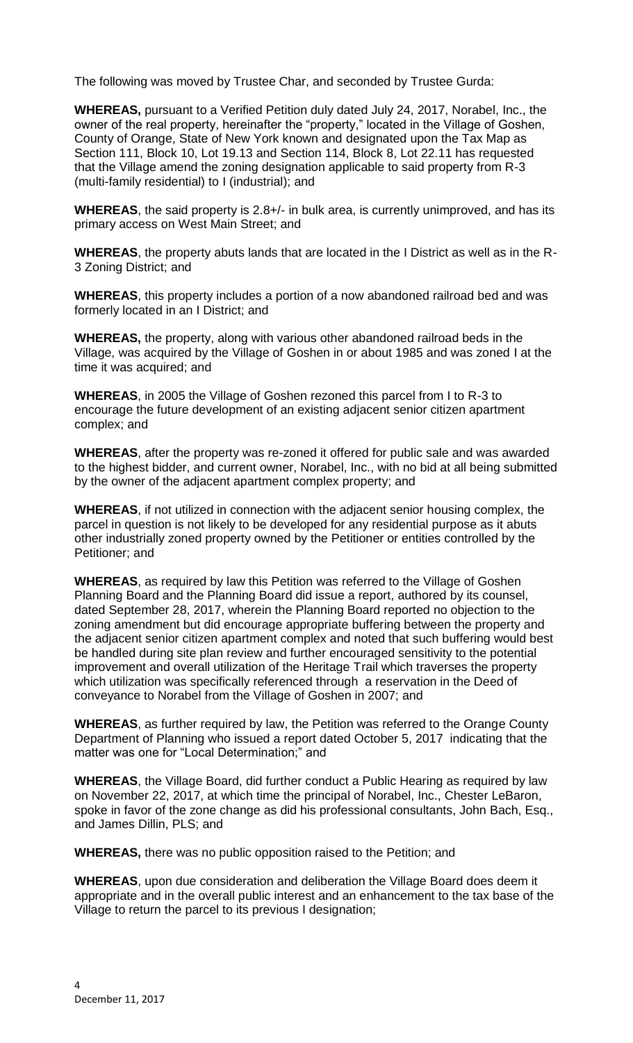The following was moved by Trustee Char, and seconded by Trustee Gurda:

**WHEREAS,** pursuant to a Verified Petition duly dated July 24, 2017, Norabel, Inc., the owner of the real property, hereinafter the "property," located in the Village of Goshen, County of Orange, State of New York known and designated upon the Tax Map as Section 111, Block 10, Lot 19.13 and Section 114, Block 8, Lot 22.11 has requested that the Village amend the zoning designation applicable to said property from R-3 (multi-family residential) to I (industrial); and

**WHEREAS**, the said property is 2.8+/- in bulk area, is currently unimproved, and has its primary access on West Main Street; and

**WHEREAS**, the property abuts lands that are located in the I District as well as in the R-3 Zoning District; and

**WHEREAS**, this property includes a portion of a now abandoned railroad bed and was formerly located in an I District; and

**WHEREAS,** the property, along with various other abandoned railroad beds in the Village, was acquired by the Village of Goshen in or about 1985 and was zoned I at the time it was acquired; and

**WHEREAS**, in 2005 the Village of Goshen rezoned this parcel from I to R-3 to encourage the future development of an existing adjacent senior citizen apartment complex; and

**WHEREAS**, after the property was re-zoned it offered for public sale and was awarded to the highest bidder, and current owner, Norabel, Inc., with no bid at all being submitted by the owner of the adjacent apartment complex property; and

**WHEREAS**, if not utilized in connection with the adjacent senior housing complex, the parcel in question is not likely to be developed for any residential purpose as it abuts other industrially zoned property owned by the Petitioner or entities controlled by the Petitioner; and

**WHEREAS**, as required by law this Petition was referred to the Village of Goshen Planning Board and the Planning Board did issue a report, authored by its counsel, dated September 28, 2017, wherein the Planning Board reported no objection to the zoning amendment but did encourage appropriate buffering between the property and the adjacent senior citizen apartment complex and noted that such buffering would best be handled during site plan review and further encouraged sensitivity to the potential improvement and overall utilization of the Heritage Trail which traverses the property which utilization was specifically referenced through a reservation in the Deed of conveyance to Norabel from the Village of Goshen in 2007; and

**WHEREAS**, as further required by law, the Petition was referred to the Orange County Department of Planning who issued a report dated October 5, 2017 indicating that the matter was one for "Local Determination;" and

**WHEREAS**, the Village Board, did further conduct a Public Hearing as required by law on November 22, 2017, at which time the principal of Norabel, Inc., Chester LeBaron, spoke in favor of the zone change as did his professional consultants, John Bach, Esq., and James Dillin, PLS; and

**WHEREAS,** there was no public opposition raised to the Petition; and

**WHEREAS**, upon due consideration and deliberation the Village Board does deem it appropriate and in the overall public interest and an enhancement to the tax base of the Village to return the parcel to its previous I designation;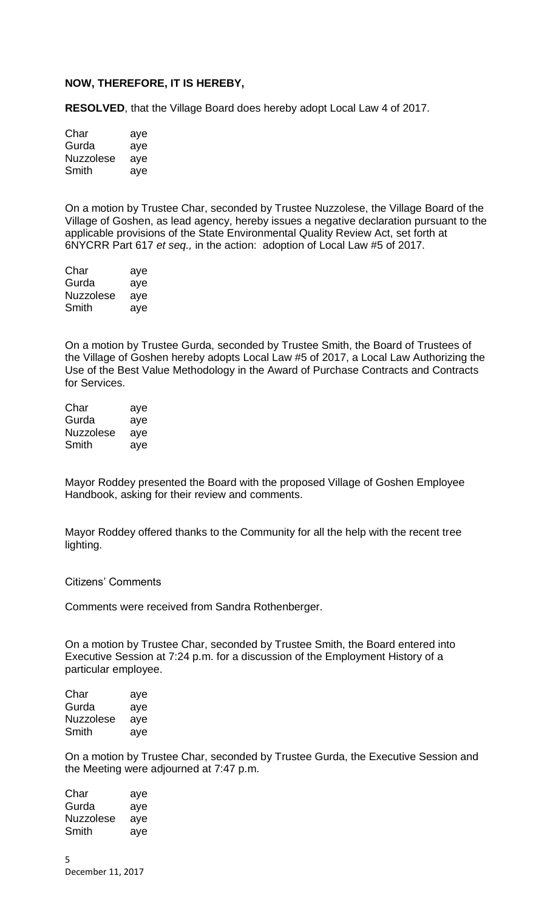**NOW, THEREFORE, IT IS HEREBY,**

**RESOLVED**, that the Village Board does hereby adopt Local Law 4 of 2017.

| | |
|---|---|
| Char | aye |
| Gurda | aye |
| Nuzzolese | aye |
| Smith | aye |

On a motion by Trustee Char, seconded by Trustee Nuzzolese, the Village Board of the Village of Goshen, as lead agency, hereby issues a negative declaration pursuant to the applicable provisions of the State Environmental Quality Review Act, set forth at 6NYCRR Part 617 *et seq.,* in the action: adoption of Local Law #5 of 2017.

| | |
|---|---|
| Char | aye |
| Gurda | aye |
| Nuzzolese | aye |
| Smith | aye |

On a motion by Trustee Gurda, seconded by Trustee Smith, the Board of Trustees of the Village of Goshen hereby adopts Local Law #5 of 2017, a Local Law Authorizing the Use of the Best Value Methodology in the Award of Purchase Contracts and Contracts for Services.

| | |
|---|---|
| Char | aye |
| Gurda | aye |
| Nuzzolese | aye |
| Smith | aye |

Mayor Roddey presented the Board with the proposed Village of Goshen Employee Handbook, asking for their review and comments.

Mayor Roddey offered thanks to the Community for all the help with the recent tree lighting.

Citizens' Comments

Comments were received from Sandra Rothenberger.

On a motion by Trustee Char, seconded by Trustee Smith, the Board entered into Executive Session at 7:24 p.m. for a discussion of the Employment History of a particular employee.

| | |
|---|---|
| Char | aye |
| Gurda | aye |
| Nuzzolese | aye |
| Smith | aye |

On a motion by Trustee Char, seconded by Trustee Gurda, the Executive Session and the Meeting were adjourned at 7:47 p.m.

| | |
|---|---|
| Char | aye |
| Gurda | aye |
| Nuzzolese | aye |
| Smith | aye |